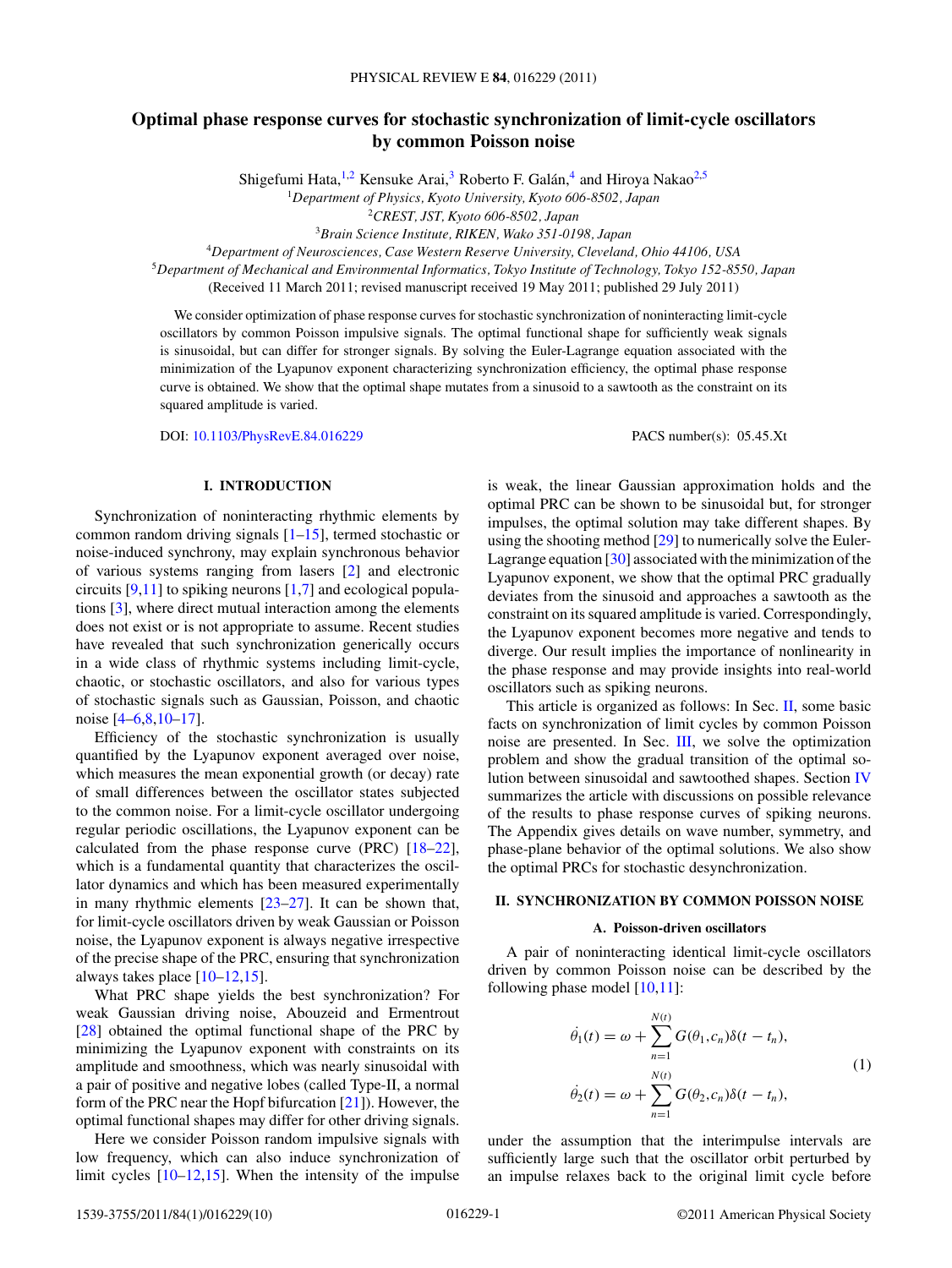# Optimal phase response curves for stochastic synchronization of limit-cycle oscillators by common Poisson noise

Shigefumi Hata,[1,2] Kensuke Arai,[3] Roberto F. Galán,[4] and Hiroya Nakao[2,5]

[1]*Department of Physics, Kyoto University, Kyoto 606-8502, Japan*
[2]*CREST, JST, Kyoto 606-8502, Japan*
[3]*Brain Science Institute, RIKEN, Wako 351-0198, Japan*
[4]*Department of Neurosciences, Case Western Reserve University, Cleveland, Ohio 44106, USA*
[5]*Department of Mechanical and Environmental Informatics, Tokyo Institute of Technology, Tokyo 152-8550, Japan*

(Received 11 March 2011; revised manuscript received 19 May 2011; published 29 July 2011)

We consider optimization of phase response curves for stochastic synchronization of noninteracting limit-cycle oscillators by common Poisson impulsive signals. The optimal functional shape for sufficiently weak signals is sinusoidal, but can differ for stronger signals. By solving the Euler-Lagrange equation associated with the minimization of the Lyapunov exponent characterizing synchronization efficiency, the optimal phase response curve is obtained. We show that the optimal shape mutates from a sinusoid to a sawtooth as the constraint on its squared amplitude is varied.

DOI: 10.1103/PhysRevE.84.016229 PACS number(s): 05.45.Xt

## I. INTRODUCTION

Synchronization of noninteracting rhythmic elements by common random driving signals [1–15], termed stochastic or noise-induced synchrony, may explain synchronous behavior of various systems ranging from lasers [2] and electronic circuits [9,11] to spiking neurons [1,7] and ecological populations [3], where direct mutual interaction among the elements does not exist or is not appropriate to assume. Recent studies have revealed that such synchronization generically occurs in a wide class of rhythmic systems including limit-cycle, chaotic, or stochastic oscillators, and also for various types of stochastic signals such as Gaussian, Poisson, and chaotic noise [4–6,8,10–17].

Efficiency of the stochastic synchronization is usually quantified by the Lyapunov exponent averaged over noise, which measures the mean exponential growth (or decay) rate of small differences between the oscillator states subjected to the common noise. For a limit-cycle oscillator undergoing regular periodic oscillations, the Lyapunov exponent can be calculated from the phase response curve (PRC) [18–22], which is a fundamental quantity that characterizes the oscillator dynamics and which has been measured experimentally in many rhythmic elements [23–27]. It can be shown that, for limit-cycle oscillators driven by weak Gaussian or Poisson noise, the Lyapunov exponent is always negative irrespective of the precise shape of the PRC, ensuring that synchronization always takes place [10–12,15].

What PRC shape yields the best synchronization? For weak Gaussian driving noise, Abouzeid and Ermentrout [28] obtained the optimal functional shape of the PRC by minimizing the Lyapunov exponent with constraints on its amplitude and smoothness, which was nearly sinusoidal with a pair of positive and negative lobes (called Type-II, a normal form of the PRC near the Hopf bifurcation [21]). However, the optimal functional shapes may differ for other driving signals.

Here we consider Poisson random impulsive signals with low frequency, which can also induce synchronization of limit cycles [10–12,15]. When the intensity of the impulse is weak, the linear Gaussian approximation holds and the optimal PRC can be shown to be sinusoidal but, for stronger impulses, the optimal solution may take different shapes. By using the shooting method [29] to numerically solve the Euler-Lagrange equation [30] associated with the minimization of the Lyapunov exponent, we show that the optimal PRC gradually deviates from the sinusoid and approaches a sawtooth as the constraint on its squared amplitude is varied. Correspondingly, the Lyapunov exponent becomes more negative and tends to diverge. Our result implies the importance of nonlinearity in the phase response and may provide insights into real-world oscillators such as spiking neurons.

This article is organized as follows: In Sec. II, some basic facts on synchronization of limit cycles by common Poisson noise are presented. In Sec. III, we solve the optimization problem and show the gradual transition of the optimal solution between sinusoidal and sawtoothed shapes. Section IV summarizes the article with discussions on possible relevance of the results to phase response curves of spiking neurons. The Appendix gives details on wave number, symmetry, and phase-plane behavior of the optimal solutions. We also show the optimal PRCs for stochastic desynchronization.

## II. SYNCHRONIZATION BY COMMON POISSON NOISE

### A. Poisson-driven oscillators

A pair of noninteracting identical limit-cycle oscillators driven by common Poisson noise can be described by the following phase model [10,11]:

$$\dot{\theta}_1(t) = \omega + \sum_{n=1}^{N(t)} G(\theta_1, c_n)\delta(t - t_n),$$
$$\dot{\theta}_2(t) = \omega + \sum_{n=1}^{N(t)} G(\theta_2, c_n)\delta(t - t_n), \tag{1}$$

under the assumption that the interimpulse intervals are sufficiently large such that the oscillator orbit perturbed by an impulse relaxes back to the original limit cycle before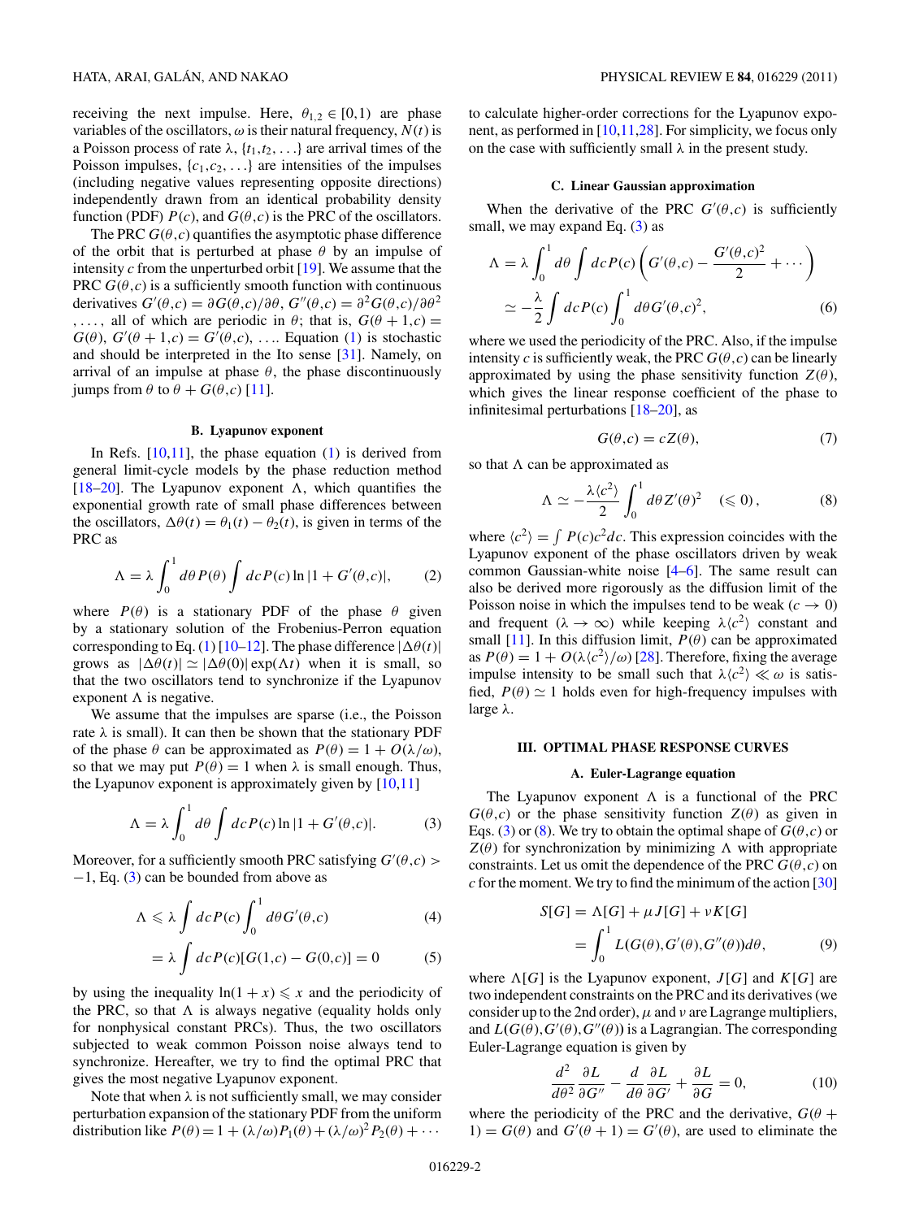receiving the next impulse. Here, $\theta_{1,2} \in [0,1)$ are phase variables of the oscillators, $\omega$ is their natural frequency, $N(t)$ is a Poisson process of rate $\lambda$, $\{t_1, t_2, \ldots\}$ are arrival times of the Poisson impulses, $\{c_1, c_2, \ldots\}$ are intensities of the impulses (including negative values representing opposite directions) independently drawn from an identical probability density function (PDF) $P(c)$, and $G(\theta, c)$ is the PRC of the oscillators.

The PRC $G(\theta, c)$ quantifies the asymptotic phase difference of the orbit that is perturbed at phase $\theta$ by an impulse of intensity $c$ from the unperturbed orbit [19]. We assume that the PRC $G(\theta, c)$ is a sufficiently smooth function with continuous derivatives $G'(\theta, c) = \partial G(\theta, c)/\partial\theta$, $G''(\theta, c) = \partial^2 G(\theta, c)/\partial\theta^2$, ..., all of which are periodic in $\theta$; that is, $G(\theta + 1, c) = G(\theta)$, $G'(\theta + 1, c) = G'(\theta, c)$, .... Equation (1) is stochastic and should be interpreted in the Ito sense [31]. Namely, on arrival of an impulse at phase $\theta$, the phase discontinuously jumps from $\theta$ to $\theta + G(\theta, c)$ [11].

### B. Lyapunov exponent

In Refs. [10,11], the phase equation (1) is derived from general limit-cycle models by the phase reduction method [18–20]. The Lyapunov exponent $\Lambda$, which quantifies the exponential growth rate of small phase differences between the oscillators, $\Delta\theta(t) = \theta_1(t) - \theta_2(t)$, is given in terms of the PRC as

$$\Lambda = \lambda \int_0^1 d\theta P(\theta) \int dc P(c) \ln|1 + G'(\theta, c)|, \tag{2}$$

where $P(\theta)$ is a stationary PDF of the phase $\theta$ given by a stationary solution of the Frobenius-Perron equation corresponding to Eq. (1) [10–12]. The phase difference $|\Delta\theta(t)|$ grows as $|\Delta\theta(t)| \simeq |\Delta\theta(0)| \exp(\Lambda t)$ when it is small, so that the two oscillators tend to synchronize if the Lyapunov exponent $\Lambda$ is negative.

We assume that the impulses are sparse (i.e., the Poisson rate $\lambda$ is small). It can then be shown that the stationary PDF of the phase $\theta$ can be approximated as $P(\theta) = 1 + O(\lambda/\omega)$, so that we may put $P(\theta) = 1$ when $\lambda$ is small enough. Thus, the Lyapunov exponent is approximately given by [10,11]

$$\Lambda = \lambda \int_0^1 d\theta \int dc P(c) \ln|1 + G'(\theta, c)|. \tag{3}$$

Moreover, for a sufficiently smooth PRC satisfying $G'(\theta, c) > -1$, Eq. (3) can be bounded from above as

$$\Lambda \leqslant \lambda \int dc P(c) \int_0^1 d\theta G'(\theta, c) \tag{4}$$

$$= \lambda \int dc P(c)[G(1, c) - G(0, c)] = 0 \tag{5}$$

by using the inequality $\ln(1 + x) \leqslant x$ and the periodicity of the PRC, so that $\Lambda$ is always negative (equality holds only for nonphysical constant PRCs). Thus, the two oscillators subjected to weak common Poisson noise always tend to synchronize. Hereafter, we try to find the optimal PRC that gives the most negative Lyapunov exponent.

Note that when $\lambda$ is not sufficiently small, we may consider perturbation expansion of the stationary PDF from the uniform distribution like $P(\theta) = 1 + (\lambda/\omega)P_1(\theta) + (\lambda/\omega)^2 P_2(\theta) + \cdots$ to calculate higher-order corrections for the Lyapunov exponent, as performed in [10,11,28]. For simplicity, we focus only on the case with sufficiently small $\lambda$ in the present study.

### C. Linear Gaussian approximation

When the derivative of the PRC $G'(\theta, c)$ is sufficiently small, we may expand Eq. (3) as

$$\begin{aligned}
\Lambda &= \lambda \int_0^1 d\theta \int dc P(c) \left( G'(\theta, c) - \frac{G'(\theta, c)^2}{2} + \cdots \right) \\
&\simeq -\frac{\lambda}{2} \int dc P(c) \int_0^1 d\theta G'(\theta, c)^2,
\end{aligned} \tag{6}$$

where we used the periodicity of the PRC. Also, if the impulse intensity $c$ is sufficiently weak, the PRC $G(\theta, c)$ can be linearly approximated by using the phase sensitivity function $Z(\theta)$, which gives the linear response coefficient of the phase to infinitesimal perturbations [18–20], as

$$G(\theta, c) = cZ(\theta), \tag{7}$$

so that $\Lambda$ can be approximated as

$$\Lambda \simeq -\frac{\lambda \langle c^2 \rangle}{2} \int_0^1 d\theta Z'(\theta)^2 \quad (\leqslant 0), \tag{8}$$

where $\langle c^2 \rangle = \int P(c) c^2 dc$. This expression coincides with the Lyapunov exponent of the phase oscillators driven by weak common Gaussian-white noise [4–6]. The same result can also be derived more rigorously as the diffusion limit of the Poisson noise in which the impulses tend to be weak ($c \to 0$) and frequent ($\lambda \to \infty$) while keeping $\lambda\langle c^2 \rangle$ constant and small [11]. In this diffusion limit, $P(\theta)$ can be approximated as $P(\theta) = 1 + O(\lambda\langle c^2 \rangle/\omega)$ [28]. Therefore, fixing the average impulse intensity to be small such that $\lambda\langle c^2 \rangle \ll \omega$ is satisfied, $P(\theta) \simeq 1$ holds even for high-frequency impulses with large $\lambda$.

## III. OPTIMAL PHASE RESPONSE CURVES

### A. Euler-Lagrange equation

The Lyapunov exponent $\Lambda$ is a functional of the PRC $G(\theta, c)$ or the phase sensitivity function $Z(\theta)$ as given in Eqs. (3) or (8). We try to obtain the optimal shape of $G(\theta, c)$ or $Z(\theta)$ for synchronization by minimizing $\Lambda$ with appropriate constraints. Let us omit the dependence of the PRC $G(\theta, c)$ on $c$ for the moment. We try to find the minimum of the action [30]

$$\begin{aligned}
S[G] &= \Lambda[G] + \mu J[G] + \nu K[G] \\
&= \int_0^1 L(G(\theta), G'(\theta), G''(\theta)) d\theta,
\end{aligned} \tag{9}$$

where $\Lambda[G]$ is the Lyapunov exponent, $J[G]$ and $K[G]$ are two independent constraints on the PRC and its derivatives (we consider up to the 2nd order), $\mu$ and $\nu$ are Lagrange multipliers, and $L(G(\theta), G'(\theta), G''(\theta))$ is a Lagrangian. The corresponding Euler-Lagrange equation is given by

$$\frac{d^2}{d\theta^2} \frac{\partial L}{\partial G''} - \frac{d}{d\theta} \frac{\partial L}{\partial G'} + \frac{\partial L}{\partial G} = 0, \tag{10}$$

where the periodicity of the PRC and the derivative, $G(\theta + 1) = G(\theta)$ and $G'(\theta + 1) = G'(\theta)$, are used to eliminate the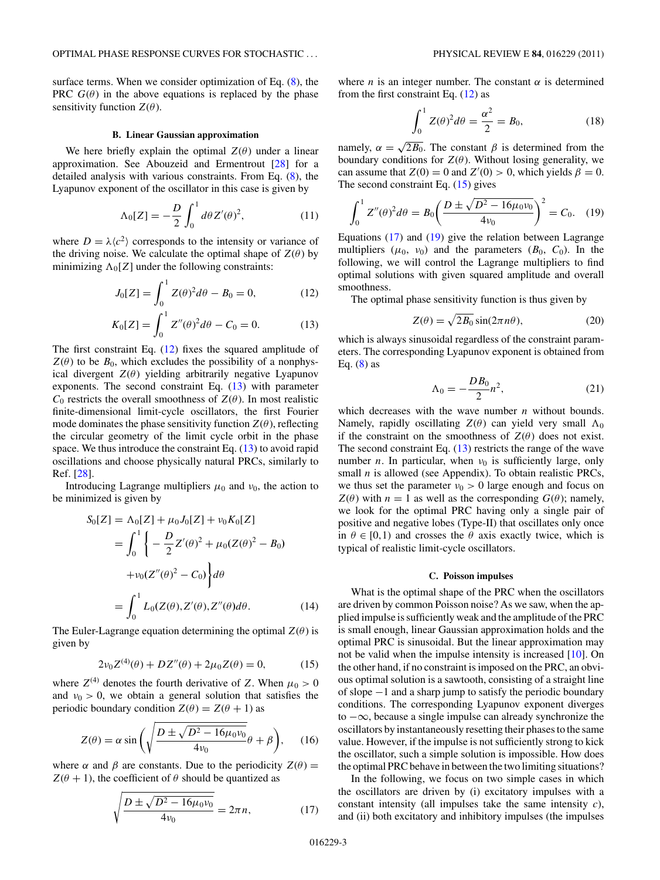surface terms. When we consider optimization of Eq. (8), the PRC $G(\theta)$ in the above equations is replaced by the phase sensitivity function $Z(\theta)$.

### B. Linear Gaussian approximation

We here briefly explain the optimal $Z(\theta)$ under a linear approximation. See Abouzeid and Ermentrout [28] for a detailed analysis with various constraints. From Eq. (8), the Lyapunov exponent of the oscillator in this case is given by

$$\Lambda_0[Z] = -\frac{D}{2}\int_0^1 d\theta Z'(\theta)^2, \tag{11}$$

where $D = \lambda\langle c^2\rangle$ corresponds to the intensity or variance of the driving noise. We calculate the optimal shape of $Z(\theta)$ by minimizing $\Lambda_0[Z]$ under the following constraints:

$$J_0[Z] = \int_0^1 Z(\theta)^2 d\theta - B_0 = 0, \tag{12}$$

$$K_0[Z] = \int_0^1 Z''(\theta)^2 d\theta - C_0 = 0. \tag{13}$$

The first constraint Eq. (12) fixes the squared amplitude of $Z(\theta)$ to be $B_0$, which excludes the possibility of a nonphysical divergent $Z(\theta)$ yielding arbitrarily negative Lyapunov exponents. The second constraint Eq. (13) with parameter $C_0$ restricts the overall smoothness of $Z(\theta)$. In most realistic finite-dimensional limit-cycle oscillators, the first Fourier mode dominates the phase sensitivity function $Z(\theta)$, reflecting the circular geometry of the limit cycle orbit in the phase space. We thus introduce the constraint Eq. (13) to avoid rapid oscillations and choose physically natural PRCs, similarly to Ref. [28].

Introducing Lagrange multipliers $\mu_0$ and $\nu_0$, the action to be minimized is given by

$$\begin{aligned} S_0[Z] &= \Lambda_0[Z] + \mu_0 J_0[Z] + \nu_0 K_0[Z] \\ &= \int_0^1 \left\{ -\frac{D}{2}Z'(\theta)^2 + \mu_0(Z(\theta)^2 - B_0) \right. \\ &\quad \left. + \nu_0(Z''(\theta)^2 - C_0) \right\} d\theta \\ &= \int_0^1 L_0(Z(\theta), Z'(\theta), Z''(\theta)) d\theta. \end{aligned} \tag{14}$$

The Euler-Lagrange equation determining the optimal $Z(\theta)$ is given by

$$2\nu_0 Z^{(4)}(\theta) + DZ''(\theta) + 2\mu_0 Z(\theta) = 0, \tag{15}$$

where $Z^{(4)}$ denotes the fourth derivative of $Z$. When $\mu_0 > 0$ and $\nu_0 > 0$, we obtain a general solution that satisfies the periodic boundary condition $Z(\theta) = Z(\theta + 1)$ as

$$Z(\theta) = \alpha \sin\left(\sqrt{\frac{D \pm \sqrt{D^2 - 16\mu_0\nu_0}}{4\nu_0}}\theta + \beta\right), \tag{16}$$

where $\alpha$ and $\beta$ are constants. Due to the periodicity $Z(\theta) = Z(\theta + 1)$, the coefficient of $\theta$ should be quantized as

$$\sqrt{\frac{D \pm \sqrt{D^2 - 16\mu_0\nu_0}}{4\nu_0}} = 2\pi n, \tag{17}$$

where $n$ is an integer number. The constant $\alpha$ is determined from the first constraint Eq. (12) as

$$\int_0^1 Z(\theta)^2 d\theta = \frac{\alpha^2}{2} = B_0, \tag{18}$$

namely, $\alpha = \sqrt{2B_0}$. The constant $\beta$ is determined from the boundary conditions for $Z(\theta)$. Without losing generality, we can assume that $Z(0) = 0$ and $Z'(0) > 0$, which yields $\beta = 0$. The second constraint Eq. (15) gives

$$\int_0^1 Z''(\theta)^2 d\theta = B_0\left(\frac{D \pm \sqrt{D^2 - 16\mu_0\nu_0}}{4\nu_0}\right)^2 = C_0. \tag{19}$$

Equations (17) and (19) give the relation between Lagrange multipliers ($\mu_0$, $\nu_0$) and the parameters ($B_0$, $C_0$). In the following, we will control the Lagrange multipliers to find optimal solutions with given squared amplitude and overall smoothness.

The optimal phase sensitivity function is thus given by

$$Z(\theta) = \sqrt{2B_0}\sin(2\pi n\theta), \tag{20}$$

which is always sinusoidal regardless of the constraint parameters. The corresponding Lyapunov exponent is obtained from Eq. (8) as

$$\Lambda_0 = -\frac{DB_0}{2}n^2, \tag{21}$$

which decreases with the wave number $n$ without bounds. Namely, rapidly oscillating $Z(\theta)$ can yield very small $\Lambda_0$ if the constraint on the smoothness of $Z(\theta)$ does not exist. The second constraint Eq. (13) restricts the range of the wave number $n$. In particular, when $\nu_0$ is sufficiently large, only small $n$ is allowed (see Appendix). To obtain realistic PRCs, we thus set the parameter $\nu_0 > 0$ large enough and focus on $Z(\theta)$ with $n = 1$ as well as the corresponding $G(\theta)$; namely, we look for the optimal PRC having only a single pair of positive and negative lobes (Type-II) that oscillates only once in $\theta \in [0,1)$ and crosses the $\theta$ axis exactly twice, which is typical of realistic limit-cycle oscillators.

### C. Poisson impulses

What is the optimal shape of the PRC when the oscillators are driven by common Poisson noise? As we saw, when the applied impulse is sufficiently weak and the amplitude of the PRC is small enough, linear Gaussian approximation holds and the optimal PRC is sinusoidal. But the linear approximation may not be valid when the impulse intensity is increased [10]. On the other hand, if no constraint is imposed on the PRC, an obvious optimal solution is a sawtooth, consisting of a straight line of slope $-1$ and a sharp jump to satisfy the periodic boundary conditions. The corresponding Lyapunov exponent diverges to $-\infty$, because a single impulse can already synchronize the oscillators by instantaneously resetting their phases to the same value. However, if the impulse is not sufficiently strong to kick the oscillator, such a simple solution is impossible. How does the optimal PRC behave in between the two limiting situations?

In the following, we focus on two simple cases in which the oscillators are driven by (i) excitatory impulses with a constant intensity (all impulses take the same intensity $c$), and (ii) both excitatory and inhibitory impulses (the impulses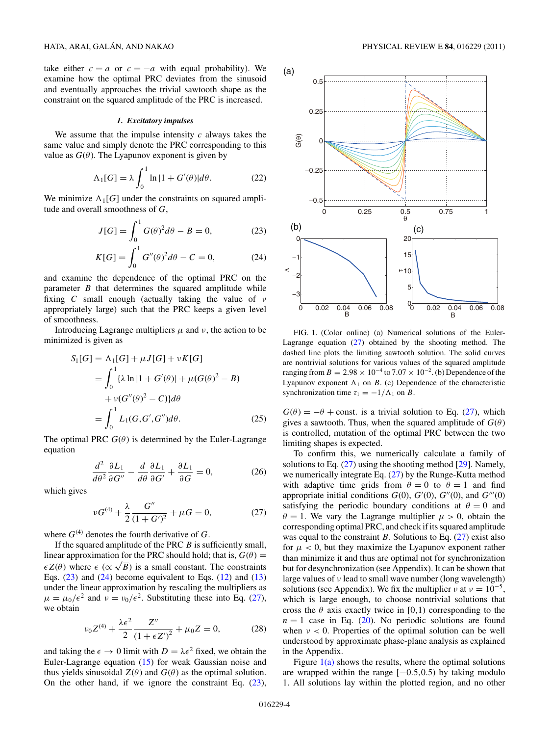take either $c = a$ or $c = -a$ with equal probability). We examine how the optimal PRC deviates from the sinusoid and eventually approaches the trivial sawtooth shape as the constraint on the squared amplitude of the PRC is increased.

#### *1. Excitatory impulses*

We assume that the impulse intensity $c$ always takes the same value and simply denote the PRC corresponding to this value as $G(\theta)$. The Lyapunov exponent is given by

$$\Lambda_1[G] = \lambda \int_0^1 \ln|1 + G'(\theta)| d\theta. \tag{22}$$

We minimize $\Lambda_1[G]$ under the constraints on squared amplitude and overall smoothness of $G$,

$$J[G] = \int_0^1 G(\theta)^2 d\theta - B = 0, \tag{23}$$

$$K[G] = \int_0^1 G''(\theta)^2 d\theta - C = 0, \tag{24}$$

and examine the dependence of the optimal PRC on the parameter $B$ that determines the squared amplitude while fixing $C$ small enough (actually taking the value of $\nu$ appropriately large) such that the PRC keeps a given level of smoothness.

Introducing Lagrange multipliers $\mu$ and $\nu$, the action to be minimized is given as

$$\begin{aligned} S_1[G] &= \Lambda_1[G] + \mu J[G] + \nu K[G] \\ &= \int_0^1 \{\lambda \ln|1 + G'(\theta)| + \mu(G(\theta)^2 - B) \\ &\quad + \nu(G''(\theta)^2 - C)\} d\theta \\ &= \int_0^1 L_1(G, G', G'') d\theta. \end{aligned} \tag{25}$$

The optimal PRC $G(\theta)$ is determined by the Euler-Lagrange equation

$$\frac{d^2}{d\theta^2}\frac{\partial L_1}{\partial G''} - \frac{d}{d\theta}\frac{\partial L_1}{\partial G'} + \frac{\partial L_1}{\partial G} = 0, \tag{26}$$

which gives

$$\nu G^{(4)} + \frac{\lambda}{2}\frac{G''}{(1 + G')^2} + \mu G = 0, \tag{27}$$

where $G^{(4)}$ denotes the fourth derivative of $G$.

If the squared amplitude of the PRC $B$ is sufficiently small, linear approximation for the PRC should hold; that is, $G(\theta) = \epsilon Z(\theta)$ where $\epsilon$ ($\propto \sqrt{B}$) is a small constant. The constraints Eqs. (23) and (24) become equivalent to Eqs. (12) and (13) under the linear approximation by rescaling the multipliers as $\mu = \mu_0/\epsilon^2$ and $\nu = \nu_0/\epsilon^2$. Substituting these into Eq. (27), we obtain

$$\nu_0 Z^{(4)} + \frac{\lambda\epsilon^2}{2}\frac{Z''}{(1 + \epsilon Z')^2} + \mu_0 Z = 0, \tag{28}$$

and taking the $\epsilon \to 0$ limit with $D = \lambda\epsilon^2$ fixed, we obtain the Euler-Lagrange equation (15) for weak Gaussian noise and thus yields sinusoidal $Z(\theta)$ and $G(\theta)$ as the optimal solution. On the other hand, if we ignore the constraint Eq. (23), $G(\theta) = -\theta + \text{const.}$ is a trivial solution to Eq. (27), which gives a sawtooth. Thus, when the squared amplitude of $G(\theta)$ is controlled, mutation of the optimal PRC between the two limiting shapes is expected.

FIG. 1. (Color online) (a) Numerical solutions of the Euler-Lagrange equation (27) obtained by the shooting method. The dashed line plots the limiting sawtooth solution. The solid curves are nontrivial solutions for various values of the squared amplitude ranging from $B = 2.98 \times 10^{-4}$ to $7.07 \times 10^{-2}$. (b) Dependence of the Lyapunov exponent $\Lambda_1$ on $B$. (c) Dependence of the characteristic synchronization time $\tau_1 = -1/\Lambda_1$ on $B$.

To confirm this, we numerically calculate a family of solutions to Eq. (27) using the shooting method [29]. Namely, we numerically integrate Eq. (27) by the Runge-Kutta method with adaptive time grids from $\theta = 0$ to $\theta = 1$ and find appropriate initial conditions $G(0)$, $G'(0)$, $G''(0)$, and $G'''(0)$ satisfying the periodic boundary conditions at $\theta = 0$ and $\theta = 1$. We vary the Lagrange multiplier $\mu > 0$, obtain the corresponding optimal PRC, and check if its squared amplitude was equal to the constraint $B$. Solutions to Eq. (27) exist also for $\mu < 0$, but they maximize the Lyapunov exponent rather than minimize it and thus are optimal not for synchronization but for desynchronization (see Appendix). It can be shown that large values of $\nu$ lead to small wave number (long wavelength) solutions (see Appendix). We fix the multiplier $\nu$ at $\nu = 10^{-5}$, which is large enough, to choose nontrivial solutions that cross the $\theta$ axis exactly twice in $[0,1)$ corresponding to the $n = 1$ case in Eq. (20). No periodic solutions are found when $\nu < 0$. Properties of the optimal solution can be well understood by approximate phase-plane analysis as explained in the Appendix.

Figure 1(a) shows the results, where the optimal solutions are wrapped within the range $[-0.5, 0.5)$ by taking modulo 1. All solutions lay within the plotted region, and no other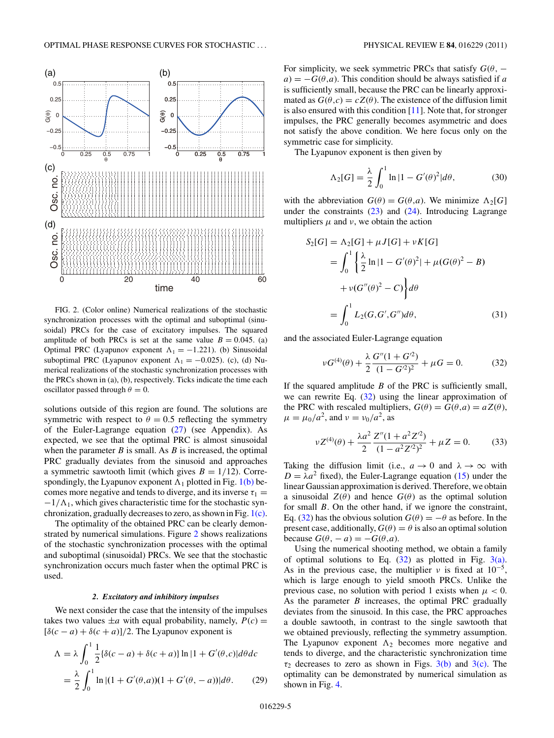FIG. 2. (Color online) Numerical realizations of the stochastic synchronization processes with the optimal and suboptimal (sinusoidal) PRCs for the case of excitatory impulses. The squared amplitude of both PRCs is set at the same value $B = 0.045$. (a) Optimal PRC (Lyapunov exponent $\Lambda_1 = -1.221$). (b) Sinusoidal suboptimal PRC (Lyapunov exponent $\Lambda_1 = -0.025$). (c), (d) Numerical realizations of the stochastic synchronization processes with the PRCs shown in (a), (b), respectively. Ticks indicate the time each oscillator passed through $\theta = 0$.

solutions outside of this region are found. The solutions are symmetric with respect to $\theta = 0.5$ reflecting the symmetry of the Euler-Lagrange equation (27) (see Appendix). As expected, we see that the optimal PRC is almost sinusoidal when the parameter $B$ is small. As $B$ is increased, the optimal PRC gradually deviates from the sinusoid and approaches a symmetric sawtooth limit (which gives $B = 1/12$). Correspondingly, the Lyapunov exponent $\Lambda_1$ plotted in Fig. 1(b) becomes more negative and tends to diverge, and its inverse $\tau_1 = -1/\Lambda_1$, which gives characteristic time for the stochastic synchronization, gradually decreases to zero, as shown in Fig. 1(c).

The optimality of the obtained PRC can be clearly demonstrated by numerical simulations. Figure 2 shows realizations of the stochastic synchronization processes with the optimal and suboptimal (sinusoidal) PRCs. We see that the stochastic synchronization occurs much faster when the optimal PRC is used.

#### *2. Excitatory and inhibitory impulses*

We next consider the case that the intensity of the impulses takes two values $\pm a$ with equal probability, namely, $P(c) = [\delta(c-a) + \delta(c+a)]/2$. The Lyapunov exponent is

$$\Lambda = \lambda \int_0^1 \frac{1}{2}\{\delta(c-a) + \delta(c+a)\} \ln|1 + G'(\theta,c)| d\theta dc$$
$$= \frac{\lambda}{2}\int_0^1 \ln|(1 + G'(\theta,a))(1 + G'(\theta,-a))| d\theta. \tag{29}$$

For simplicity, we seek symmetric PRCs that satisfy $G(\theta,-a) = -G(\theta,a)$. This condition should be always satisfied if $a$ is sufficiently small, because the PRC can be linearly approximated as $G(\theta,c) = cZ(\theta)$. The existence of the diffusion limit is also ensured with this condition [11]. Note that, for stronger impulses, the PRC generally becomes asymmetric and does not satisfy the above condition. We here focus only on the symmetric case for simplicity.

The Lyapunov exponent is then given by

$$\Lambda_2[G] = \frac{\lambda}{2}\int_0^1 \ln|1 - G'(\theta)^2| d\theta, \tag{30}$$

with the abbreviation $G(\theta) = G(\theta,a)$. We minimize $\Lambda_2[G]$ under the constraints (23) and (24). Introducing Lagrange multipliers $\mu$ and $\nu$, we obtain the action

$$S_2[G] = \Lambda_2[G] + \mu J[G] + \nu K[G]$$
$$= \int_0^1 \left\{ \frac{\lambda}{2}\ln|1 - G'(\theta)^2| + \mu(G(\theta)^2 - B) + \nu(G''(\theta)^2 - C)\right\} d\theta$$
$$= \int_0^1 L_2(G, G', G'') d\theta, \tag{31}$$

and the associated Euler-Lagrange equation

$$\nu G^{(4)}(\theta) + \frac{\lambda}{2}\frac{G''(1+G'^2)}{(1-G'^2)^2} + \mu G = 0. \tag{32}$$

If the squared amplitude $B$ of the PRC is sufficiently small, we can rewrite Eq. (32) using the linear approximation of the PRC with rescaled multipliers, $G(\theta) = G(\theta,a) = aZ(\theta)$, $\mu = \mu_0/a^2$, and $\nu = \nu_0/a^2$, as

$$\nu Z^{(4)}(\theta) + \frac{\lambda a^2}{2}\frac{Z''(1 + a^2 Z'^2)}{(1 - a^2 Z'^2)^2} + \mu Z = 0. \tag{33}$$

Taking the diffusion limit (i.e., $a \to 0$ and $\lambda \to \infty$ with $D = \lambda a^2$ fixed), the Euler-Lagrange equation (15) under the linear Gaussian approximation is derived. Therefore, we obtain a sinusoidal $Z(\theta)$ and hence $G(\theta)$ as the optimal solution for small $B$. On the other hand, if we ignore the constraint, Eq. (32) has the obvious solution $G(\theta) = -\theta$ as before. In the present case, additionally, $G(\theta) = \theta$ is also an optimal solution because $G(\theta,-a) = -G(\theta,a)$.

Using the numerical shooting method, we obtain a family of optimal solutions to Eq. (32) as plotted in Fig. 3(a). As in the previous case, the multiplier $\nu$ is fixed at $10^{-5}$, which is large enough to yield smooth PRCs. Unlike the previous case, no solution with period 1 exists when $\mu < 0$. As the parameter $B$ increases, the optimal PRC gradually deviates from the sinusoid. In this case, the PRC approaches a double sawtooth, in contrast to the single sawtooth that we obtained previously, reflecting the symmetry assumption. The Lyapunov exponent $\Lambda_2$ becomes more negative and tends to diverge, and the characteristic synchronization time $\tau_2$ decreases to zero as shown in Figs. 3(b) and 3(c). The optimality can be demonstrated by numerical simulation as shown in Fig. 4.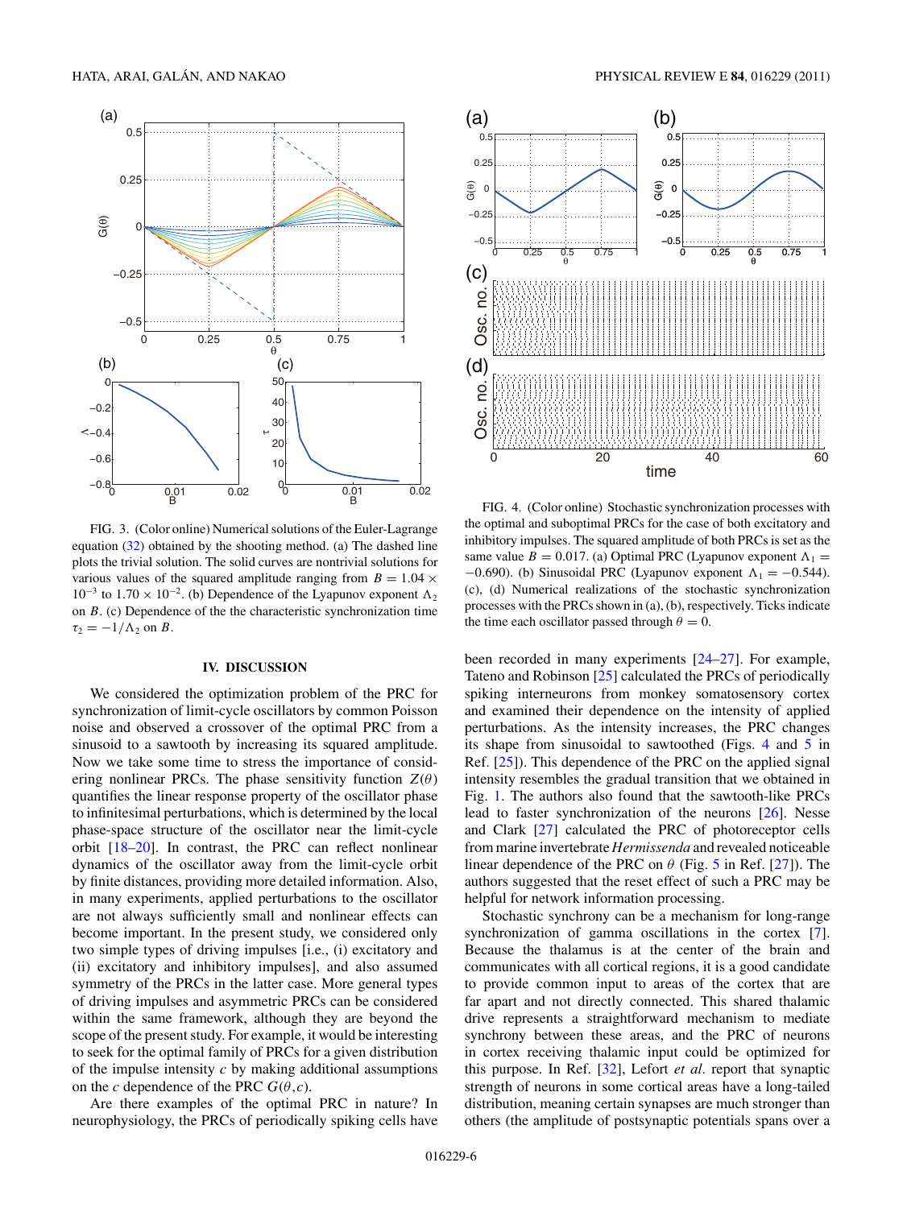FIG. 3. (Color online) Numerical solutions of the Euler-Lagrange equation (32) obtained by the shooting method. (a) The dashed line plots the trivial solution. The solid curves are nontrivial solutions for various values of the squared amplitude ranging from $B = 1.04 \times 10^{-3}$ to $1.70 \times 10^{-2}$. (b) Dependence of the Lyapunov exponent $\Lambda_2$ on $B$. (c) Dependence of the the characteristic synchronization time $\tau_2 = -1/\Lambda_2$ on $B$.

FIG. 4. (Color online) Stochastic synchronization processes with the optimal and suboptimal PRCs for the case of both excitatory and inhibitory impulses. The squared amplitude of both PRCs is set as the same value $B = 0.017$. (a) Optimal PRC (Lyapunov exponent $\Lambda_1 = -0.690$). (b) Sinusoidal PRC (Lyapunov exponent $\Lambda_1 = -0.544$). (c), (d) Numerical realizations of the stochastic synchronization processes with the PRCs shown in (a), (b), respectively. Ticks indicate the time each oscillator passed through $\theta = 0$.

## IV. DISCUSSION

We considered the optimization problem of the PRC for synchronization of limit-cycle oscillators by common Poisson noise and observed a crossover of the optimal PRC from a sinusoid to a sawtooth by increasing its squared amplitude. Now we take some time to stress the importance of considering nonlinear PRCs. The phase sensitivity function $Z(\theta)$ quantifies the linear response property of the oscillator phase to infinitesimal perturbations, which is determined by the local phase-space structure of the oscillator near the limit-cycle orbit [18–20]. In contrast, the PRC can reflect nonlinear dynamics of the oscillator away from the limit-cycle orbit by finite distances, providing more detailed information. Also, in many experiments, applied perturbations to the oscillator are not always sufficiently small and nonlinear effects can become important. In the present study, we considered only two simple types of driving impulses [i.e., (i) excitatory and (ii) excitatory and inhibitory impulses], and also assumed symmetry of the PRCs in the latter case. More general types of driving impulses and asymmetric PRCs can be considered within the same framework, although they are beyond the scope of the present study. For example, it would be interesting to seek for the optimal family of PRCs for a given distribution of the impulse intensity $c$ by making additional assumptions on the $c$ dependence of the PRC $G(\theta,c)$.

Are there examples of the optimal PRC in nature? In neurophysiology, the PRCs of periodically spiking cells have been recorded in many experiments [24–27]. For example, Tateno and Robinson [25] calculated the PRCs of periodically spiking interneurons from monkey somatosensory cortex and examined their dependence on the intensity of applied perturbations. As the intensity increases, the PRC changes its shape from sinusoidal to sawtoothed (Figs. 4 and 5 in Ref. [25]). This dependence of the PRC on the applied signal intensity resembles the gradual transition that we obtained in Fig. 1. The authors also found that the sawtooth-like PRCs lead to faster synchronization of the neurons [26]. Nesse and Clark [27] calculated the PRC of photoreceptor cells from marine invertebrate *Hermissenda* and revealed noticeable linear dependence of the PRC on $\theta$ (Fig. 5 in Ref. [27]). The authors suggested that the reset effect of such a PRC may be helpful for network information processing.

Stochastic synchrony can be a mechanism for long-range synchronization of gamma oscillations in the cortex [7]. Because the thalamus is at the center of the brain and communicates with all cortical regions, it is a good candidate to provide common input to areas of the cortex that are far apart and not directly connected. This shared thalamic drive represents a straightforward mechanism to mediate synchrony between these areas, and the PRC of neurons in cortex receiving thalamic input could be optimized for this purpose. In Ref. [32], Lefort *et al.* report that synaptic strength of neurons in some cortical areas have a long-tailed distribution, meaning certain synapses are much stronger than others (the amplitude of postsynaptic potentials spans over a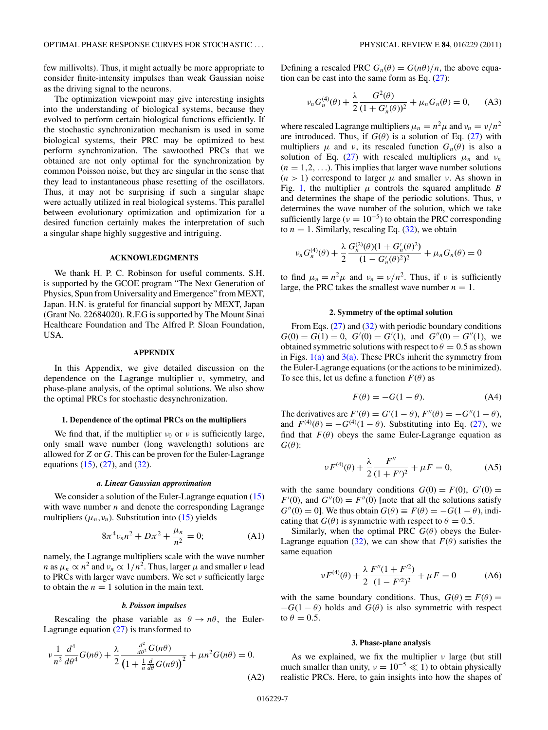few millivolts). Thus, it might actually be more appropriate to consider finite-intensity impulses than weak Gaussian noise as the driving signal to the neurons.

The optimization viewpoint may give interesting insights into the understanding of biological systems, because they evolved to perform certain biological functions efficiently. If the stochastic synchronization mechanism is used in some biological systems, their PRC may be optimized to best perform synchronization. The sawtoothed PRCs that we obtained are not only optimal for the synchronization by common Poisson noise, but they are singular in the sense that they lead to instantaneous phase resetting of the oscillators. Thus, it may not be surprising if such a singular shape were actually utilized in real biological systems. This parallel between evolutionary optimization and optimization for a desired function certainly makes the interpretation of such a singular shape highly suggestive and intriguing.

## ACKNOWLEDGMENTS

We thank H. P. C. Robinson for useful comments. S.H. is supported by the GCOE program "The Next Generation of Physics, Spun from Universality and Emergence" from MEXT, Japan. H.N. is grateful for financial support by MEXT, Japan (Grant No. 22684020). R.F.G is supported by The Mount Sinai Healthcare Foundation and The Alfred P. Sloan Foundation, USA.

## APPENDIX

In this Appendix, we give detailed discussion on the dependence on the Lagrange multiplier $\nu$, symmetry, and phase-plane analysis, of the optimal solutions. We also show the optimal PRCs for stochastic desynchronization.

### 1. Dependence of the optimal PRCs on the multipliers

We find that, if the multiplier $\nu_0$ or $\nu$ is sufficiently large, only small wave number (long wavelength) solutions are allowed for $Z$ or $G$. This can be proven for the Euler-Lagrange equations (15), (27), and (32).

#### *a. Linear Gaussian approximation*

We consider a solution of the Euler-Lagrange equation (15) with wave number $n$ and denote the corresponding Lagrange multipliers $(\mu_n, \nu_n)$. Substitution into (15) yields

$$8\pi^4 \nu_n n^2 + D\pi^2 + \frac{\mu_n}{n^2} = 0; \tag{A1}$$

namely, the Lagrange multipliers scale with the wave number $n$ as $\mu_n \propto n^2$ and $\nu_n \propto 1/n^2$. Thus, larger $\mu$ and smaller $\nu$ lead to PRCs with larger wave numbers. We set $\nu$ sufficiently large to obtain the $n = 1$ solution in the main text.

#### *b. Poisson impulses*

Rescaling the phase variable as $\theta \to n\theta$, the Euler-Lagrange equation (27) is transformed to

$$\nu \frac{1}{n^2}\frac{d^4}{d\theta^4}G(n\theta) + \frac{\lambda}{2}\frac{\frac{d^2}{d\theta^2}G(n\theta)}{\left(1 + \frac{1}{n}\frac{d}{d\theta}G(n\theta)\right)^2} + \mu n^2 G(n\theta) = 0. \tag{A2}$$

Defining a rescaled PRC $G_n(\theta) = G(n\theta)/n$, the above equation can be cast into the same form as Eq. (27):

$$\nu_n G_n^{(4)}(\theta) + \frac{\lambda}{2}\frac{G^2(\theta)}{(1 + G_n'(\theta))^2} + \mu_n G_n(\theta) = 0, \tag{A3}$$

where rescaled Lagrange multipliers $\mu_n = n^2\mu$ and $\nu_n = \nu/n^2$ are introduced. Thus, if $G(\theta)$ is a solution of Eq. (27) with multipliers $\mu$ and $\nu$, its rescaled function $G_n(\theta)$ is also a solution of Eq. (27) with rescaled multipliers $\mu_n$ and $\nu_n$ $(n = 1,2,\ldots)$. This implies that larger wave number solutions $(n > 1)$ correspond to larger $\mu$ and smaller $\nu$. As shown in Fig. 1, the multiplier $\mu$ controls the squared amplitude $B$ and determines the shape of the periodic solutions. Thus, $\nu$ determines the wave number of the solution, which we take sufficiently large ($\nu = 10^{-5}$) to obtain the PRC corresponding to $n = 1$. Similarly, rescaling Eq. (32), we obtain

$$\nu_n G_n^{(4)}(\theta) + \frac{\lambda}{2}\frac{G_n^{(2)}(\theta)(1 + G_n'(\theta)^2)}{(1 - G_n'(\theta)^2)^2} + \mu_n G_n(\theta) = 0$$

to find $\mu_n = n^2\mu$ and $\nu_n = \nu/n^2$. Thus, if $\nu$ is sufficiently large, the PRC takes the smallest wave number $n = 1$.

### 2. Symmetry of the optimal solution

From Eqs. (27) and (32) with periodic boundary conditions $G(0) = G(1) = 0$, $G'(0) = G'(1)$, and $G''(0) = G''(1)$, we obtained symmetric solutions with respect to $\theta = 0.5$ as shown in Figs. 1(a) and 3(a). These PRCs inherit the symmetry from the Euler-Lagrange equations (or the actions to be minimized). To see this, let us define a function $F(\theta)$ as

$$F(\theta) = -G(1 - \theta). \tag{A4}$$

The derivatives are $F'(\theta) = G'(1-\theta)$, $F''(\theta) = -G''(1-\theta)$, and $F^{(4)}(\theta) = -G^{(4)}(1-\theta)$. Substituting into Eq. (27), we find that $F(\theta)$ obeys the same Euler-Lagrange equation as $G(\theta)$:

$$\nu F^{(4)}(\theta) + \frac{\lambda}{2}\frac{F''}{(1 + F')^2} + \mu F = 0, \tag{A5}$$

with the same boundary conditions $G(0) = F(0)$, $G'(0) = F'(0)$, and $G''(0) = F''(0)$ [note that all the solutions satisfy $G''(0) = 0$]. We thus obtain $G(\theta) \equiv F(\theta) = -G(1-\theta)$, indicating that $G(\theta)$ is symmetric with respect to $\theta = 0.5$.

Similarly, when the optimal PRC $G(\theta)$ obeys the Euler-Lagrange equation (32), we can show that $F(\theta)$ satisfies the same equation

$$\nu F^{(4)}(\theta) + \frac{\lambda}{2}\frac{F''(1 + F'^2)}{(1 - F'^2)^2} + \mu F = 0 \tag{A6}$$

with the same boundary conditions. Thus, $G(\theta) \equiv F(\theta) = -G(1-\theta)$ holds and $G(\theta)$ is also symmetric with respect to $\theta = 0.5$.

### 3. Phase-plane analysis

As we explained, we fix the multiplier $\nu$ large (but still much smaller than unity, $\nu = 10^{-5} \ll 1$) to obtain physically realistic PRCs. Here, to gain insights into how the shapes of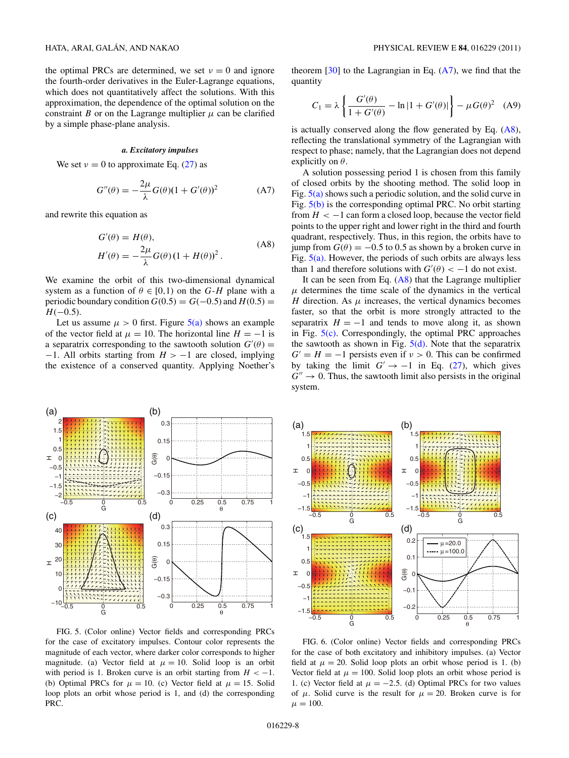the optimal PRCs are determined, we set $\nu = 0$ and ignore the fourth-order derivatives in the Euler-Lagrange equations, which does not quantitatively affect the solutions. With this approximation, the dependence of the optimal solution on the constraint $B$ or on the Lagrange multiplier $\mu$ can be clarified by a simple phase-plane analysis.

#### *a. Excitatory impulses*

We set $\nu = 0$ to approximate Eq. (27) as

$$G''(\theta) = -\frac{2\mu}{\lambda} G(\theta)(1 + G'(\theta))^2 \tag{A7}$$

and rewrite this equation as

$$\begin{aligned} G'(\theta) &= H(\theta), \\ H'(\theta) &= -\frac{2\mu}{\lambda} G(\theta)\,(1 + H(\theta))^2 . \end{aligned} \tag{A8}$$

We examine the orbit of this two-dimensional dynamical system as a function of $\theta \in [0,1)$ on the $G$-$H$ plane with a periodic boundary condition $G(0.5) = G(-0.5)$ and $H(0.5) = H(-0.5)$.

Let us assume $\mu > 0$ first. Figure 5(a) shows an example of the vector field at $\mu = 10$. The horizontal line $H = -1$ is a separatrix corresponding to the sawtooth solution $G'(\theta) = -1$. All orbits starting from $H > -1$ are closed, implying the existence of a conserved quantity. Applying Noether's theorem [30] to the Lagrangian in Eq. (A7), we find that the quantity

$$C_1 = \lambda \left\{ \frac{G'(\theta)}{1 + G'(\theta)} - \ln|1 + G'(\theta)| \right\} - \mu G(\theta)^2 \tag{A9}$$

is actually conserved along the flow generated by Eq. (A8), reflecting the translational symmetry of the Lagrangian with respect to phase; namely, that the Lagrangian does not depend explicitly on $\theta$.

A solution possessing period 1 is chosen from this family of closed orbits by the shooting method. The solid loop in Fig. 5(a) shows such a periodic solution, and the solid curve in Fig. 5(b) is the corresponding optimal PRC. No orbit starting from $H < -1$ can form a closed loop, because the vector field points to the upper right and lower right in the third and fourth quadrant, respectively. Thus, in this region, the orbits have to jump from $G(\theta) = -0.5$ to 0.5 as shown by a broken curve in Fig. 5(a). However, the periods of such orbits are always less than 1 and therefore solutions with $G'(\theta) < -1$ do not exist.

It can be seen from Eq. (A8) that the Lagrange multiplier $\mu$ determines the time scale of the dynamics in the vertical $H$ direction. As $\mu$ increases, the vertical dynamics becomes faster, so that the orbit is more strongly attracted to the separatrix $H = -1$ and tends to move along it, as shown in Fig. 5(c). Correspondingly, the optimal PRC approaches the sawtooth as shown in Fig. 5(d). Note that the separatrix $G' = H = -1$ persists even if $\nu > 0$. This can be confirmed by taking the limit $G' \to -1$ in Eq. (27), which gives $G'' \to 0$. Thus, the sawtooth limit also persists in the original system.

FIG. 5. (Color online) Vector fields and corresponding PRCs for the case of excitatory impulses. Contour color represents the magnitude of each vector, where darker color corresponds to higher magnitude. (a) Vector field at $\mu = 10$. Solid loop is an orbit with period is 1. Broken curve is an orbit starting from $H < -1$. (b) Optimal PRCs for $\mu = 10$. (c) Vector field at $\mu = 15$. Solid loop plots an orbit whose period is 1, and (d) the corresponding PRC.

FIG. 6. (Color online) Vector fields and corresponding PRCs for the case of both excitatory and inhibitory impulses. (a) Vector field at $\mu = 20$. Solid loop plots an orbit whose period is 1. (b) Vector field at $\mu = 100$. Solid loop plots an orbit whose period is 1. (c) Vector field at $\mu = -2.5$. (d) Optimal PRCs for two values of $\mu$. Solid curve is the result for $\mu = 20$. Broken curve is for $\mu = 100$.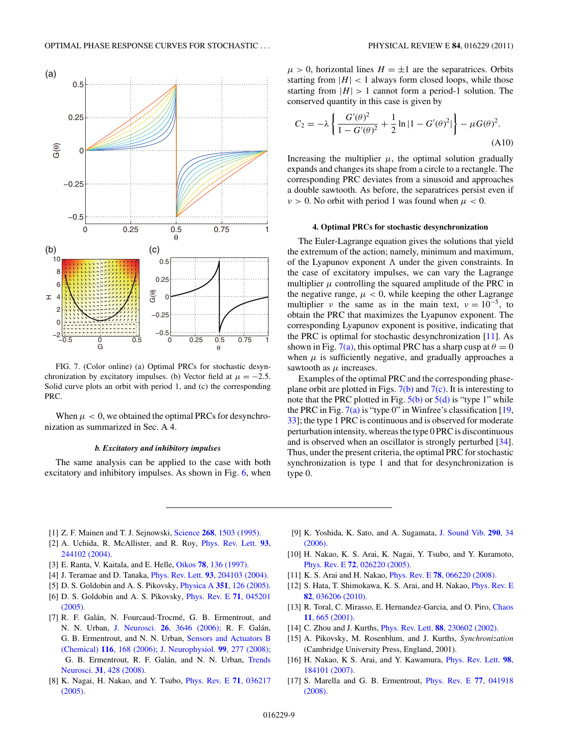FIG. 7. (Color online) (a) Optimal PRCs for stochastic desynchronization by excitatory impulses. (b) Vector field at $\mu = -2.5$. Solid curve plots an orbit with period 1, and (c) the corresponding PRC.

When $\mu < 0$, we obtained the optimal PRCs for desynchronization as summarized in Sec. A 4.

#### *b. Excitatory and inhibitory impulses*

The same analysis can be applied to the case with both excitatory and inhibitory impulses. As shown in Fig. 6, when $\mu > 0$, horizontal lines $H = \pm 1$ are the separatrices. Orbits starting from $|H| < 1$ always form closed loops, while those starting from $|H| > 1$ cannot form a period-1 solution. The conserved quantity in this case is given by

$$C_2 = -\lambda \left\{ \frac{G'(\theta)^2}{1 - G'(\theta)^2} + \frac{1}{2} \ln |1 - G'(\theta)^2| \right\} - \mu G(\theta)^2. \tag{A10}$$

Increasing the multiplier $\mu$, the optimal solution gradually expands and changes its shape from a circle to a rectangle. The corresponding PRC deviates from a sinusoid and approaches a double sawtooth. As before, the separatrices persist even if $\nu > 0$. No orbit with period 1 was found when $\mu < 0$.

### 4. Optimal PRCs for stochastic desynchronization

The Euler-Lagrange equation gives the solutions that yield the extremum of the action; namely, minimum and maximum, of the Lyapunov exponent $\Lambda$ under the given constraints. In the case of excitatory impulses, we can vary the Lagrange multiplier $\mu$ controlling the squared amplitude of the PRC in the negative range, $\mu < 0$, while keeping the other Lagrange multiplier $\nu$ the same as in the main text, $\nu = 10^{-5}$, to obtain the PRC that maximizes the Lyapunov exponent. The corresponding Lyapunov exponent is positive, indicating that the PRC is optimal for stochastic desynchronization [11]. As shown in Fig. 7(a), this optimal PRC has a sharp cusp at $\theta = 0$ when $\mu$ is sufficiently negative, and gradually approaches a sawtooth as $\mu$ increases.

Examples of the optimal PRC and the corresponding phase-plane orbit are plotted in Figs. 7(b) and 7(c). It is interesting to note that the PRC plotted in Fig. 5(b) or 5(d) is "type 1" while the PRC in Fig. 7(a) is "type 0" in Winfree's classification [19, 33]; the type 1 PRC is continuous and is observed for moderate perturbation intensity, whereas the type 0 PRC is discontinuous and is observed when an oscillator is strongly perturbed [34]. Thus, under the present criteria, the optimal PRC for stochastic synchronization is type 1 and that for desynchronization is type 0.

---

[1] Z. F. Mainen and T. J. Sejnowski, Science **268**, 1503 (1995).
[2] A. Uchida, R. McAllister, and R. Roy, Phys. Rev. Lett. **93**, 244102 (2004).
[3] E. Ranta, V. Kaitala, and E. Helle, Oikos **78**, 136 (1997).
[4] J. Teramae and D. Tanaka, Phys. Rev. Lett. **93**, 204103 (2004).
[5] D. S. Goldobin and A. S. Pikovsky, Physica A **351**, 126 (2005).
[6] D. S. Goldobin and A. S. Pikovsky, Phys. Rev. E **71**, 045201 (2005).
[7] R. F. Galán, N. Fourcaud-Trocmé, G. B. Ermentrout, and N. N. Urban, J. Neurosci. **26**, 3646 (2006); R. F. Galán, G. B. Ermentrout, and N. N. Urban, Sensors and Actuators B (Chemical) **116**, 168 (2006); J. Neurophysiol. **99**, 277 (2008); G. B. Ermentrout, R. F. Galán, and N. N. Urban, Trends Neurosci. **31**, 428 (2008).
[8] K. Nagai, H. Nakao, and Y. Tsubo, Phys. Rev. E **71**, 036217 (2005).
[9] K. Yoshida, K. Sato, and A. Sugamata, J. Sound Vib. **290**, 34 (2006).
[10] H. Nakao, K. S. Arai, K. Nagai, Y. Tsubo, and Y. Kuramoto, Phys. Rev. E **72**, 026220 (2005).
[11] K. S. Arai and H. Nakao, Phys. Rev. E **78**, 066220 (2008).
[12] S. Hata, T. Shimokawa, K. S. Arai, and H. Nakao, Phys. Rev. E **82**, 036206 (2010).
[13] R. Toral, C. Mirasso, E. Hernandez-Garcia, and O. Piro, Chaos **11**, 665 (2001).
[14] C. Zhou and J. Kurths, Phys. Rev. Lett. **88**, 230602 (2002).
[15] A. Pikovsky, M. Rosenblum, and J. Kurths, *Synchronization* (Cambridge University Press, England, 2001).
[16] H. Nakao, K S. Arai, and Y. Kawamura, Phys. Rev. Lett. **98**, 184101 (2007).
[17] S. Marella and G. B. Ermentrout, Phys. Rev. E **77**, 041918 (2008).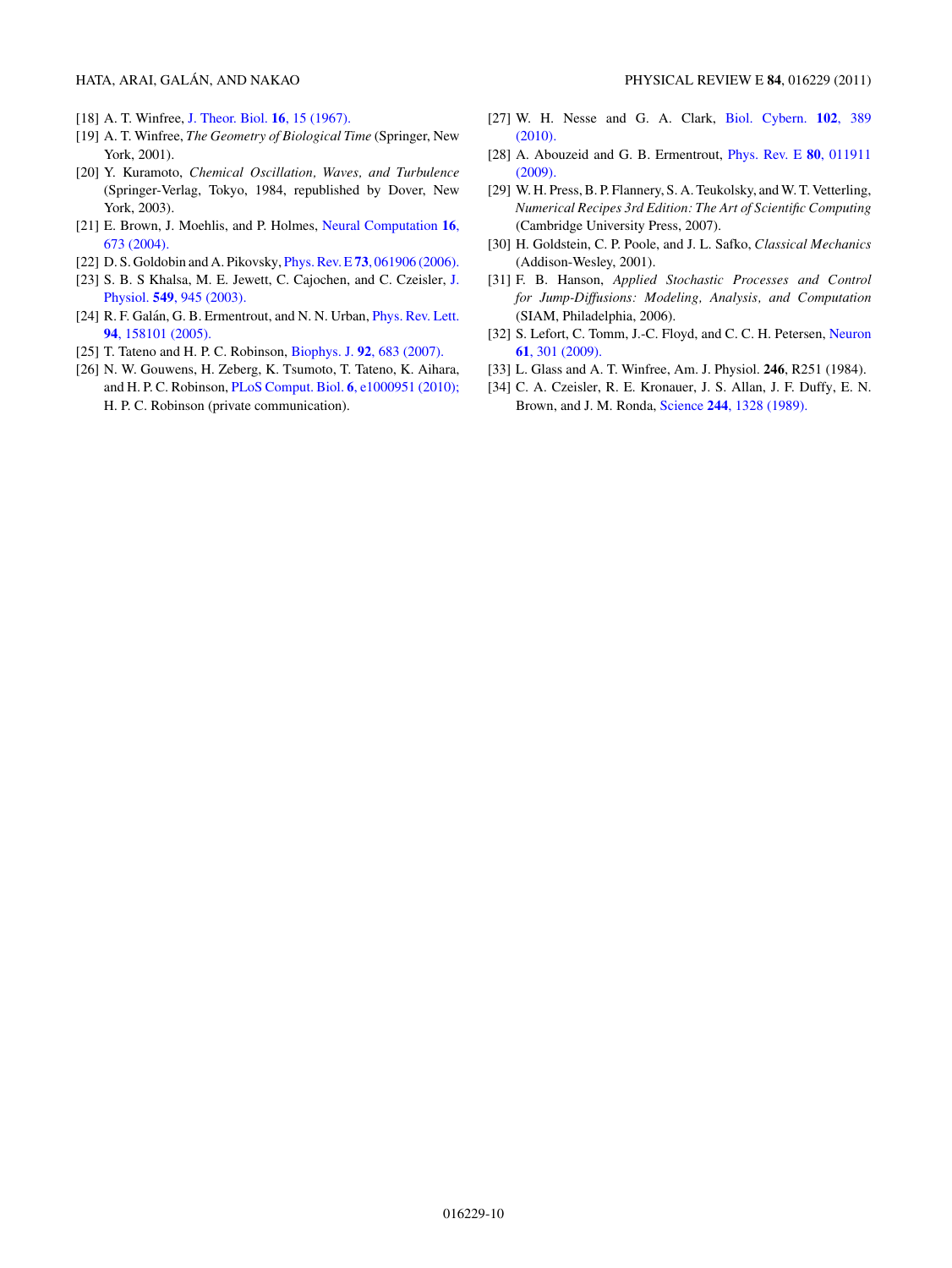[18] A. T. Winfree, J. Theor. Biol. **16**, 15 (1967).

[19] A. T. Winfree, *The Geometry of Biological Time* (Springer, New York, 2001).

[20] Y. Kuramoto, *Chemical Oscillation, Waves, and Turbulence* (Springer-Verlag, Tokyo, 1984, republished by Dover, New York, 2003).

[21] E. Brown, J. Moehlis, and P. Holmes, Neural Computation **16**, 673 (2004).

[22] D. S. Goldobin and A. Pikovsky, Phys. Rev. E **73**, 061906 (2006).

[23] S. B. S Khalsa, M. E. Jewett, C. Cajochen, and C. Czeisler, J. Physiol. **549**, 945 (2003).

[24] R. F. Galán, G. B. Ermentrout, and N. N. Urban, Phys. Rev. Lett. **94**, 158101 (2005).

[25] T. Tateno and H. P. C. Robinson, Biophys. J. **92**, 683 (2007).

[26] N. W. Gouwens, H. Zeberg, K. Tsumoto, T. Tateno, K. Aihara, and H. P. C. Robinson, PLoS Comput. Biol. **6**, e1000951 (2010); H. P. C. Robinson (private communication).

[27] W. H. Nesse and G. A. Clark, Biol. Cybern. **102**, 389 (2010).

[28] A. Abouzeid and G. B. Ermentrout, Phys. Rev. E **80**, 011911 (2009).

[29] W. H. Press, B. P. Flannery, S. A. Teukolsky, and W. T. Vetterling, *Numerical Recipes 3rd Edition: The Art of Scientific Computing* (Cambridge University Press, 2007).

[30] H. Goldstein, C. P. Poole, and J. L. Safko, *Classical Mechanics* (Addison-Wesley, 2001).

[31] F. B. Hanson, *Applied Stochastic Processes and Control for Jump-Diffusions: Modeling, Analysis, and Computation* (SIAM, Philadelphia, 2006).

[32] S. Lefort, C. Tomm, J.-C. Floyd, and C. C. H. Petersen, Neuron **61**, 301 (2009).

[33] L. Glass and A. T. Winfree, Am. J. Physiol. **246**, R251 (1984).

[34] C. A. Czeisler, R. E. Kronauer, J. S. Allan, J. F. Duffy, E. N. Brown, and J. M. Ronda, Science **244**, 1328 (1989).